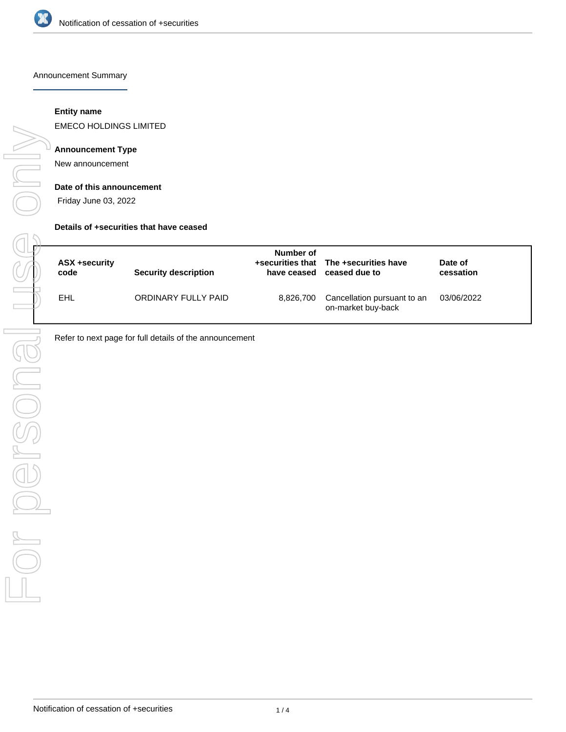# Notification of cessation of +securities

## Announcement Summary

**Entity name**

EMECO HOLDINGS LIMITED

**Announcement Type**

New announcement

**Date of this announcement**

Friday June 03, 2022

**Details of +securities that have ceased**

| ASX +security code | Security description | Number of +securities that have ceased | The +securities have ceased due to | Date of cessation |
|---|---|---|---|---|
| EHL | ORDINARY FULLY PAID | 8,826,700 | Cancellation pursuant to an on-market buy-back | 03/06/2022 |

Refer to next page for full details of the announcement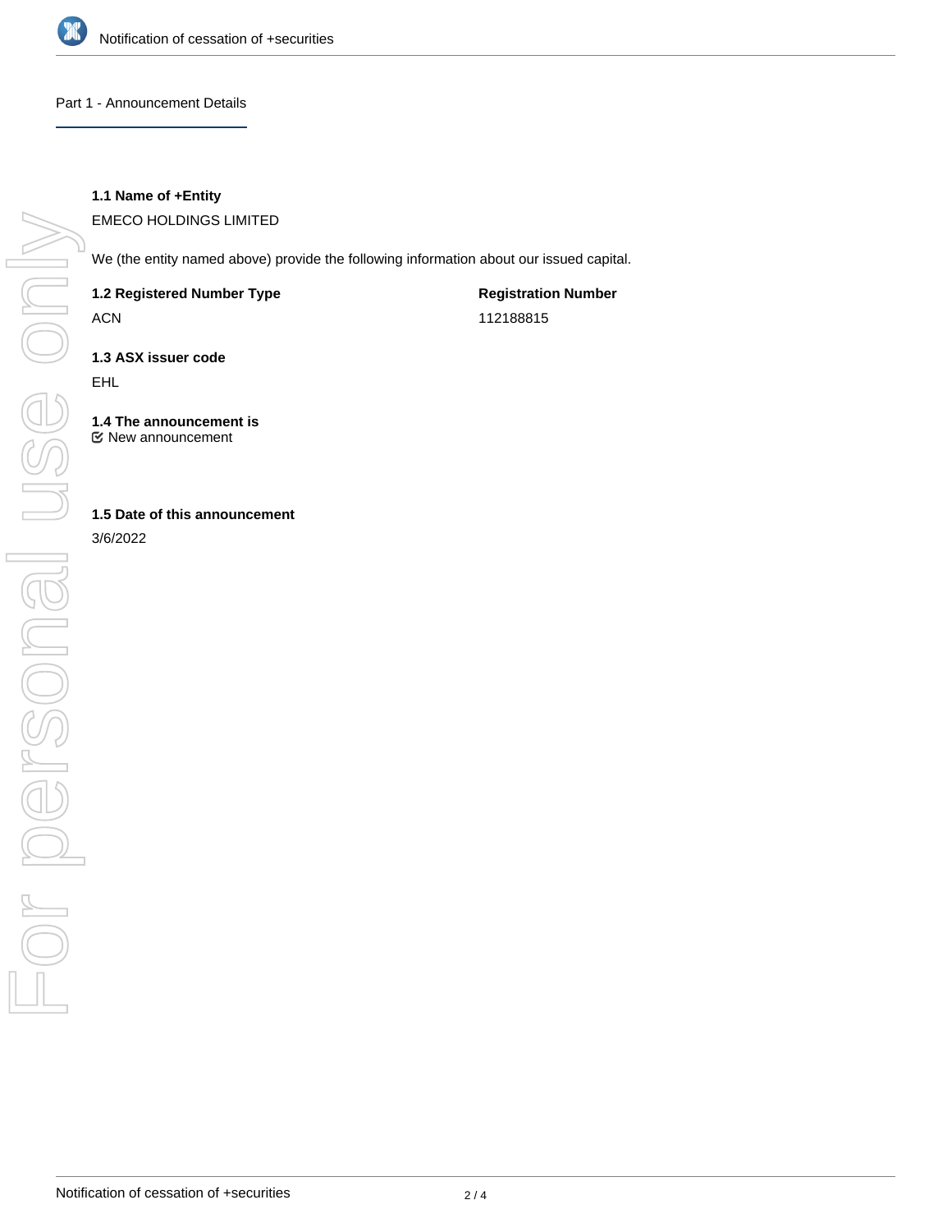## Part 1 - Announcement Details

**1.1 Name of +Entity**

EMECO HOLDINGS LIMITED

We (the entity named above) provide the following information about our issued capital.

| **1.2 Registered Number Type** | **Registration Number** |
| --- | --- |
| ACN | 112188815 |

**1.3 ASX issuer code**

EHL

**1.4 The announcement is**

☑ New announcement

**1.5 Date of this announcement**

3/6/2022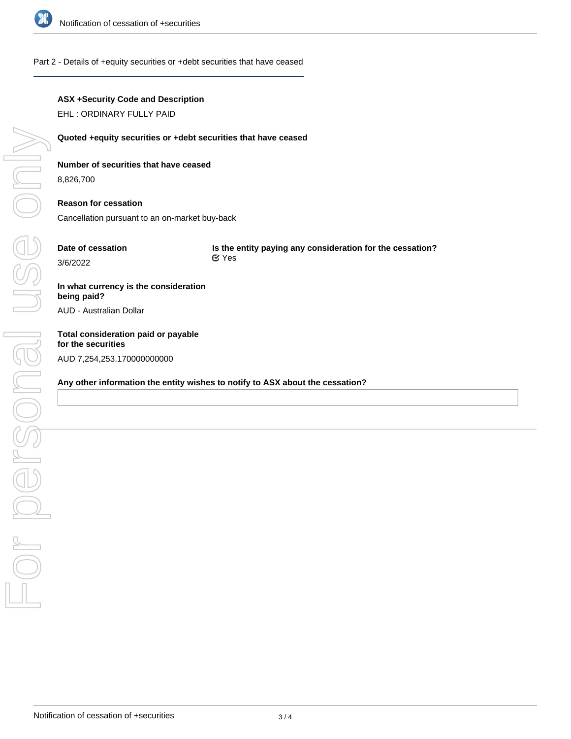## Part 2 - Details of +equity securities or +debt securities that have ceased

**ASX +Security Code and Description**

EHL : ORDINARY FULLY PAID

**Quoted +equity securities or +debt securities that have ceased**

**Number of securities that have ceased**

8,826,700

**Reason for cessation**

Cancellation pursuant to an on-market buy-back

**Date of cessation**

3/6/2022

**Is the entity paying any consideration for the cessation?**

Yes

**In what currency is the consideration being paid?**

AUD - Australian Dollar

**Total consideration paid or payable for the securities**

AUD 7,254,253.170000000000

**Any other information the entity wishes to notify to ASX about the cessation?**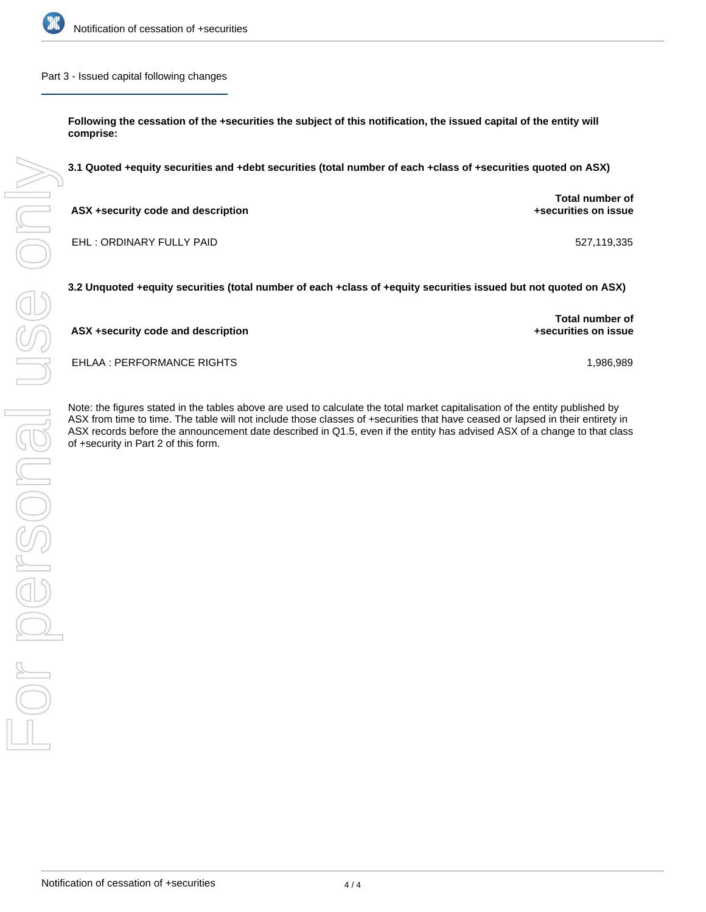## Part 3 - Issued capital following changes

**Following the cessation of the +securities the subject of this notification, the issued capital of the entity will comprise:**

**3.1 Quoted +equity securities and +debt securities (total number of each +class of +securities quoted on ASX)**

| ASX +security code and description | Total number of +securities on issue |
|---|---|
| EHL : ORDINARY FULLY PAID | 527,119,335 |

**3.2 Unquoted +equity securities (total number of each +class of +equity securities issued but not quoted on ASX)**

| ASX +security code and description | Total number of +securities on issue |
|---|---|
| EHLAA : PERFORMANCE RIGHTS | 1,986,989 |

Note: the figures stated in the tables above are used to calculate the total market capitalisation of the entity published by ASX from time to time. The table will not include those classes of +securities that have ceased or lapsed in their entirety in ASX records before the announcement date described in Q1.5, even if the entity has advised ASX of a change to that class of +security in Part 2 of this form.